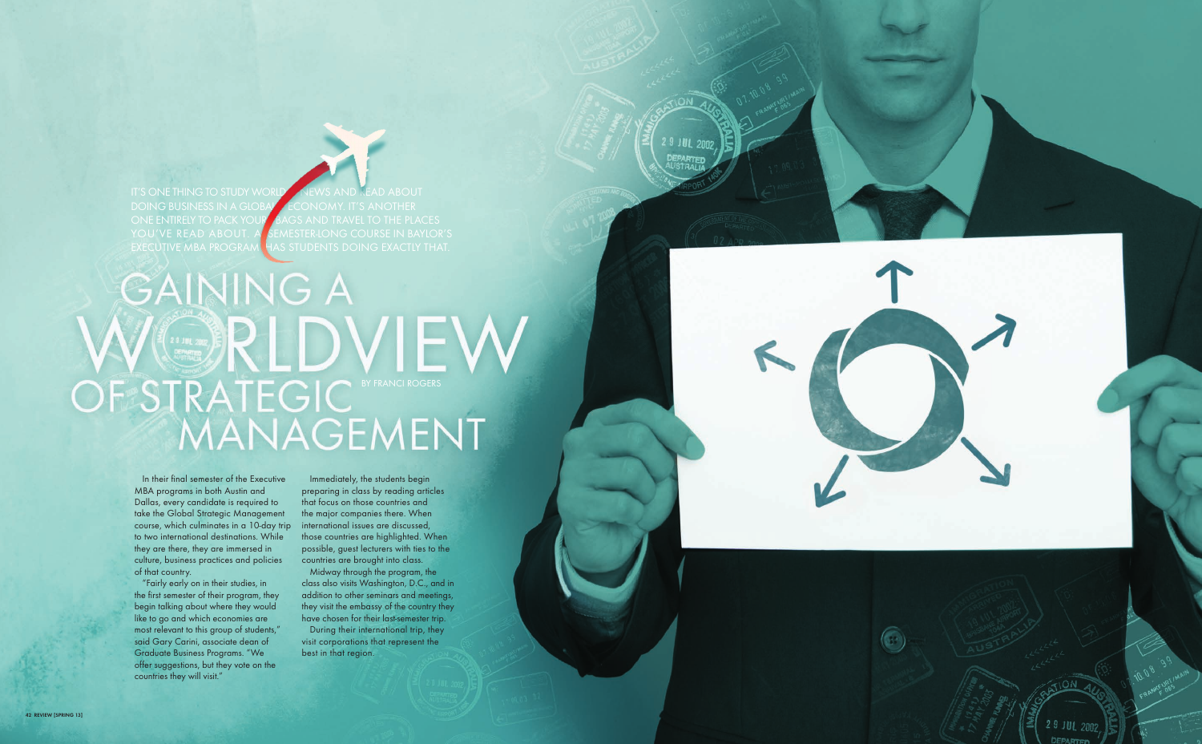IT'S ONE THING TO STUDY WORLD NEWS AND READ ABOUT DOING BUSINESS IN A GLOBAL ECONOMY. IT'S ANOTHER ONE ENTIRELY TO PACK YOUR BAGS AND TRAVEL TO THE PLACES YOU'VE READ ABOUT. A SEMESTER-LONG COURSE IN BAYLOR'S EXECUTIVE MBA PROGRAM HAS STUDENTS DOING EXACTLY THAT.

# GAINING A WORLDVIEW OF STRATEGIC MANAGEMENT

BY FRANCI ROGERS

In their final semester of the Executive MBA programs in both Austin and Dallas, every candidate is required to take the Global Strategic Management course, which culminates in a 10-day trip to two international destinations. While they are there, they are immersed in culture, business practices and policies of that country.

"Fairly early on in their studies, in the first semester of their program, they begin talking about where they would like to go and which economies are most relevant to this group of students," said Gary Carini, associate dean of Graduate Business Programs. "We offer suggestions, but they vote on the countries they will visit."

Immediately, the students begin preparing in class by reading articles that focus on those countries and the major companies there. When international issues are discussed, those countries are highlighted. When possible, guest lecturers with ties to the countries are brought into class.

Midway through the program, the class also visits Washington, D.C., and in addition to other seminars and meetings, they visit the embassy of the country they have chosen for their last-semester trip.

During their international trip, they visit corporations that represent the best in that region.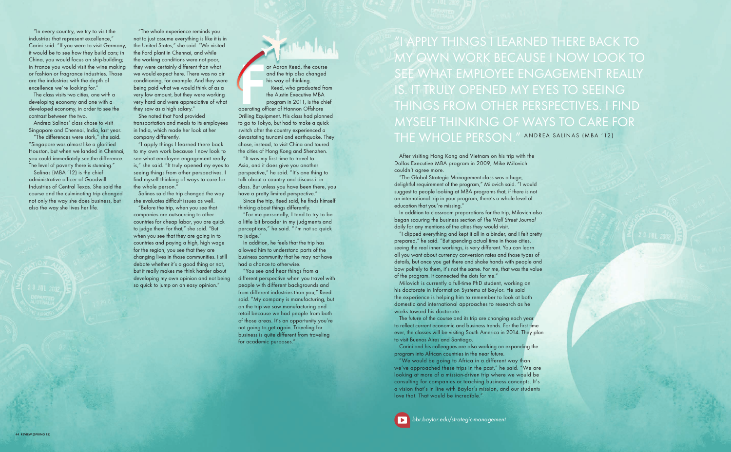"In every country, we try to visit the industries that represent excellence," Carini said. "If you were to visit Germany, it would be to see how they build cars; in China, you would focus on ship-building; in France you would visit the wine making or fashion or fragrance industries. Those are the industries with the depth of excellence we're looking for."

The class visits two cities, one with a developing economy and one with a developed economy, in order to see the contrast between the two.

Andrea Salinas' class chose to visit Singapore and Chennai, India, last year.

"The differences were stark," she said. "Singapore was almost like a glorified Houston, but when we landed in Chennai, you could immediately see the difference. The level of poverty there is stunning."

Salinas (MBA '12) is the chief administrative officer of Goodwill Industries of Central Texas. She said the course and the culminating trip changed not only the way she does business, but also the way she lives her life.

"The whole experience reminds you not to just assume everything is like it is in the United States," she said. "We visited the Ford plant in Chennai, and while the working conditions were not poor, they were certainly different than what we would expect here. There was no air conditioning, for example. And they were being paid what we would think of as a very low amount, but they were working very hard and were appreciative of what they saw as a high salary."

She noted that Ford provided transportation and meals to its employees in India, which made her look at her company differently.

"I apply things I learned there back to my own work because I now look to see what employee engagement really is," she said. "It truly opened my eyes to seeing things from other perspectives. I find myself thinking of ways to care for the whole person."

Salinas said the trip changed the way she evaluates difficult issues as well.

"Before the trip, when you see that companies are outsourcing to other countries for cheap labor, you are quick to judge them for that," she said. "But when you see that they are going in to countries and paying a high, high wage for the region, you see that they are changing lives in those communities. I still debate whether it's a good thing or not, but it really makes me think harder about developing my own opinion and not being so quick to jump on an easy opinion."

For Aaron Reed, the course and the trip also changed his way of thinking.

Reed, who graduated from the Austin Executive MBA program in 2011, is the chief operating officer of Hannon Offshore Drilling Equipment. His class had planned to go to Tokyo, but had to make a quick switch after the country experienced a devastating tsunami and earthquake. They chose, instead, to visit China and toured the cities of Hong Kong and Shenzhen.

"It was my first time to travel to Asia, and it does give you another perspective," he said. "It's one thing to talk about a country and discuss it in class. But unless you have been there, you have a pretty limited perspective."

Since the trip, Reed said, he finds himself thinking about things differently.

"For me personally, I tend to try to be a little bit broader in my judgments and perceptions," he said. "I'm not so quick to judge."

In addition, he feels that the trip has allowed him to understand parts of the business community that he may not have had a chance to otherwise.

"You see and hear things from a different perspective when you travel with people with different backgrounds and from different industries than you," Reed said. "My company is manufacturing, but on the trip we saw manufacturing and retail because we had people from both of those areas. It's an opportunity you're not going to get again. Traveling for business is quite different from traveling for academic purposes."

"I APPLY THINGS I LEARNED THERE BACK TO MY OWN WORK BECAUSE I NOW LOOK TO SEE WHAT EMPLOYEE ENGAGEMENT REALLY IS. IT TRULY OPENED MY EYES TO SEEING THINGS FROM OTHER PERSPECTIVES. I FIND MYSELF THINKING OF WAYS TO CARE FOR THE WHOLE PERSON." ANDREA SALINAS (MBA '12)

After visiting Hong Kong and Vietnam on his trip with the Dallas Executive MBA program in 2009, Mike Milovich couldn't agree more.

"The Global Strategic Management class was a huge, delightful requirement of the program," Milovich said. "I would suggest to people looking at MBA programs that, if there is not an international trip in your program, there's a whole level of education that you're missing."

In addition to classroom preparations for the trip, Milovich also began scouring the business section of *The Wall Street Journal* daily for any mentions of the cities they would visit.

"I clipped everything and kept it all in a binder, and I felt pretty prepared," he said. "But spending actual time in those cities, seeing the real inner workings, is very different. You can learn all you want about currency conversion rates and those types of details, but once you get there and shake hands with people and bow politely to them, it's not the same. For me, that was the value of the program. It connected the dots for me."

Milovich is currently a full-time PhD student, working on his doctorate in Information Systems at Baylor. He said the experience is helping him to remember to look at both domestic and international approaches to research as he works toward his doctorate.

The future of the course and its trip are changing each year to reflect current economic and business trends. For the first time ever, the classes will be visiting South America in 2014. They plan to visit Buenos Aires and Santiago.

Carini and his colleagues are also working on expanding the program into African countries in the near future.

"We would be going to Africa in a different way than we've approached these trips in the past," he said. "We are looking at more of a mission-driven trip where we would be consulting for companies or teaching business concepts. It's a vision that's in line with Baylor's mission, and our students love that. That would be incredible."

*bbr.baylor.edu/strategic-management*